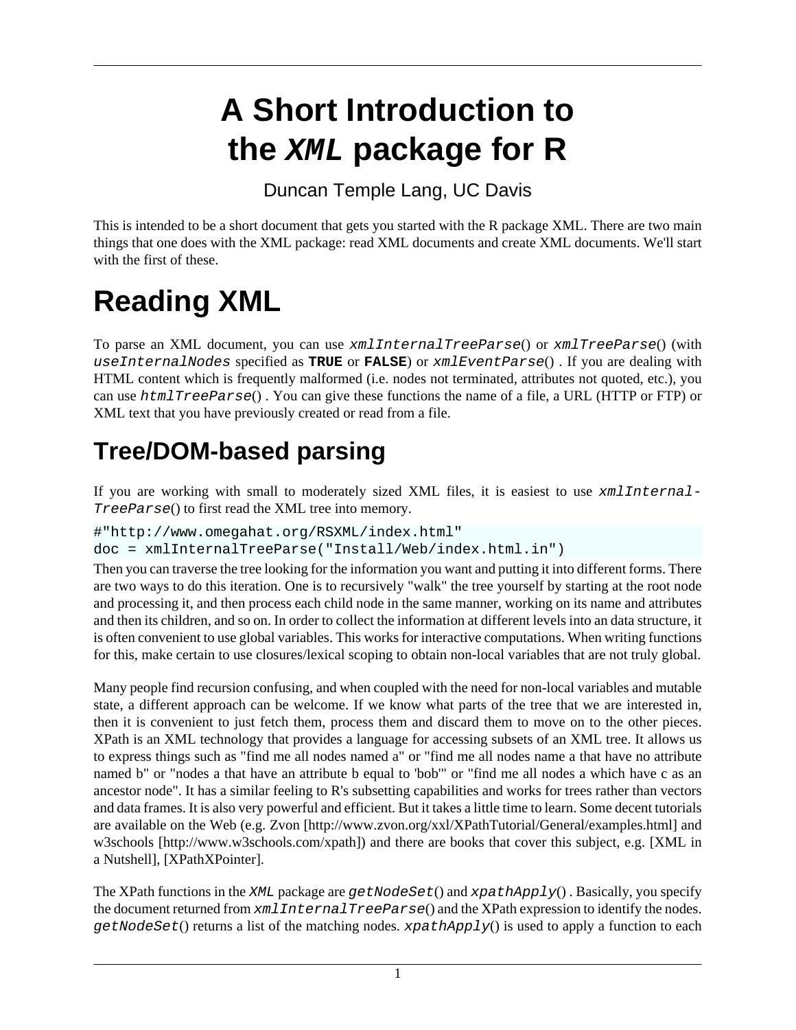# A Short Introduction to the *XML* package for R

Duncan Temple Lang, UC Davis

This is intended to be a short document that gets you started with the R package XML. There are two main things that one does with the XML package: read XML documents and create XML documents. We'll start with the first of these.

# Reading XML

To parse an XML document, you can use `xmlInternalTreeParse`() or `xmlTreeParse`() (with `useInternalNodes` specified as **TRUE** or **FALSE**) or `xmlEventParse`() . If you are dealing with HTML content which is frequently malformed (i.e. nodes not terminated, attributes not quoted, etc.), you can use `htmlTreeParse`() . You can give these functions the name of a file, a URL (HTTP or FTP) or XML text that you have previously created or read from a file.

## Tree/DOM-based parsing

If you are working with small to moderately sized XML files, it is easiest to use `xmlInternalTreeParse`() to first read the XML tree into memory.

```
#"http://www.omegahat.org/RSXML/index.html"
doc = xmlInternalTreeParse("Install/Web/index.html.in")
```

Then you can traverse the tree looking for the information you want and putting it into different forms. There are two ways to do this iteration. One is to recursively "walk" the tree yourself by starting at the root node and processing it, and then process each child node in the same manner, working on its name and attributes and then its children, and so on. In order to collect the information at different levels into an data structure, it is often convenient to use global variables. This works for interactive computations. When writing functions for this, make certain to use closures/lexical scoping to obtain non-local variables that are not truly global.

Many people find recursion confusing, and when coupled with the need for non-local variables and mutable state, a different approach can be welcome. If we know what parts of the tree that we are interested in, then it is convenient to just fetch them, process them and discard them to move on to the other pieces. XPath is an XML technology that provides a language for accessing subsets of an XML tree. It allows us to express things such as "find me all nodes named a" or "find me all nodes name a that have no attribute named b" or "nodes a that have an attribute b equal to 'bob'" or "find me all nodes a which have c as an ancestor node". It has a similar feeling to R's subsetting capabilities and works for trees rather than vectors and data frames. It is also very powerful and efficient. But it takes a little time to learn. Some decent tutorials are available on the Web (e.g. Zvon [http://www.zvon.org/xxl/XPathTutorial/General/examples.html] and w3schools [http://www.w3schools.com/xpath]) and there are books that cover this subject, e.g. [XML in a Nutshell], [XPathXPointer].

The XPath functions in the *XML* package are `getNodeSet`() and `xpathApply`() . Basically, you specify the document returned from `xmlInternalTreeParse`() and the XPath expression to identify the nodes. `getNodeSet`() returns a list of the matching nodes. `xpathApply`() is used to apply a function to each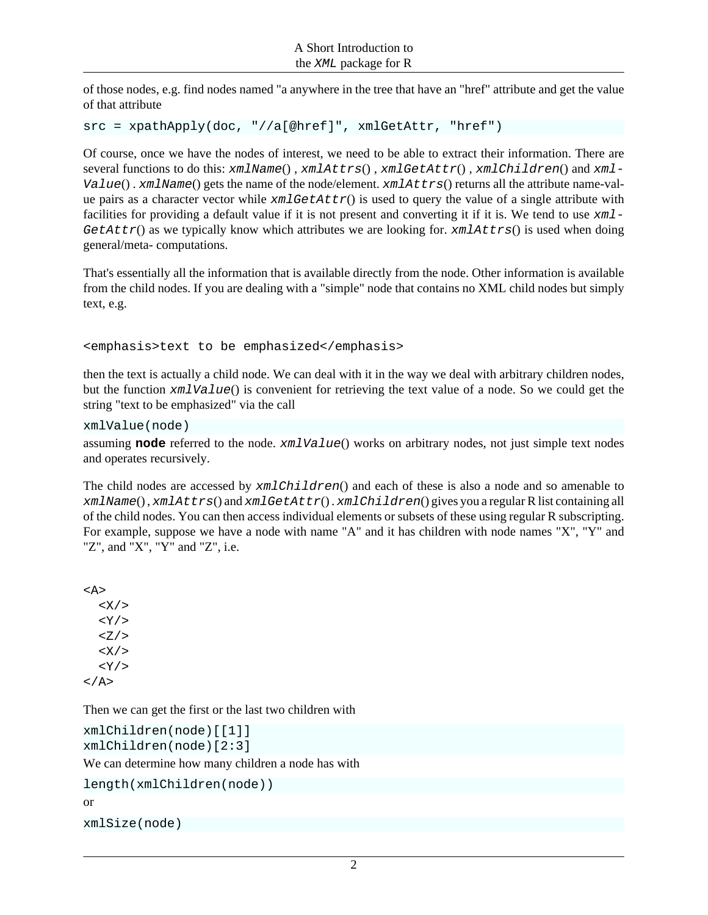of those nodes, e.g. find nodes named "a anywhere in the tree that have an "href" attribute and get the value of that attribute

```
src = xpathApply(doc, "//a[@href]", xmlGetAttr, "href")
```

Of course, once we have the nodes of interest, we need to be able to extract their information. There are several functions to do this: *xmlName*() , *xmlAttrs*() , *xmlGetAttr*() , *xmlChildren*() and *xmlValue*() . *xmlName*() gets the name of the node/element. *xmlAttrs*() returns all the attribute name-value pairs as a character vector while *xmlGetAttr*() is used to query the value of a single attribute with facilities for providing a default value if it is not present and converting it if it is. We tend to use *xmlGetAttr*() as we typically know which attributes we are looking for. *xmlAttrs*() is used when doing general/meta- computations.

That's essentially all the information that is available directly from the node. Other information is available from the child nodes. If you are dealing with a "simple" node that contains no XML child nodes but simply text, e.g.

```
<emphasis>text to be emphasized</emphasis>
```

then the text is actually a child node. We can deal with it in the way we deal with arbitrary children nodes, but the function *xmlValue*() is convenient for retrieving the text value of a node. So we could get the string "text to be emphasized" via the call

```
xmlValue(node)
```

assuming **node** referred to the node. *xmlValue*() works on arbitrary nodes, not just simple text nodes and operates recursively.

The child nodes are accessed by *xmlChildren*() and each of these is also a node and so amenable to *xmlName*() , *xmlAttrs*() and *xmlGetAttr*() . *xmlChildren*() gives you a regular R list containing all of the child nodes. You can then access individual elements or subsets of these using regular R subscripting. For example, suppose we have a node with name "A" and it has children with node names "X", "Y" and "Z", and "X", "Y" and "Z", i.e.

```
<A>
  <X/>
  <Y/>
  <Z/>
  <X/>
  <Y/>
</A>
```

Then we can get the first or the last two children with

```
xmlChildren(node)[[1]]
xmlChildren(node)[2:3]
```

We can determine how many children a node has with

```
length(xmlChildren(node))
```

or

```
xmlSize(node)
```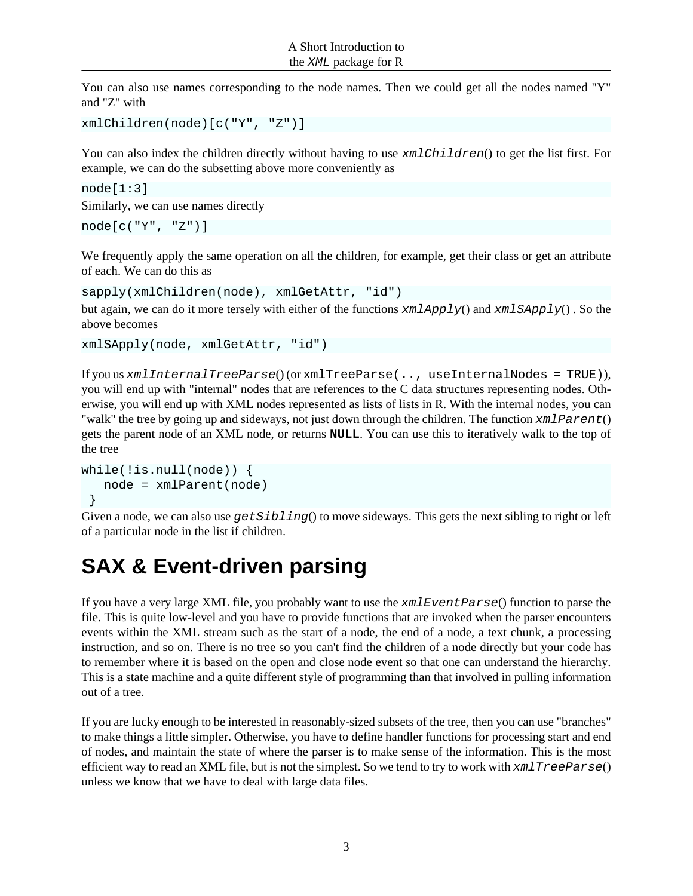You can also use names corresponding to the node names. Then we could get all the nodes named "Y" and "Z" with

```
xmlChildren(node)[c("Y", "Z")]
```

You can also index the children directly without having to use *xmlChildren*() to get the list first. For example, we can do the subsetting above more conveniently as

```
node[1:3]
```

Similarly, we can use names directly

```
node[c("Y", "Z")]
```

We frequently apply the same operation on all the children, for example, get their class or get an attribute of each. We can do this as

```
sapply(xmlChildren(node), xmlGetAttr, "id")
```

but again, we can do it more tersely with either of the functions *xmlApply*() and *xmlSApply*() . So the above becomes

```
xmlSApply(node, xmlGetAttr, "id")
```

If you us *xmlInternalTreeParse*() (or `xmlTreeParse(.., useInternalNodes = TRUE)`), you will end up with "internal" nodes that are references to the C data structures representing nodes. Otherwise, you will end up with XML nodes represented as lists of lists in R. With the internal nodes, you can "walk" the tree by going up and sideways, not just down through the children. The function *xmlParent*() gets the parent node of an XML node, or returns **NULL**. You can use this to iteratively walk to the top of the tree

```
while(!is.null(node)) {
   node = xmlParent(node)
 }
```

Given a node, we can also use *getSibling*() to move sideways. This gets the next sibling to right or left of a particular node in the list if children.

# SAX & Event-driven parsing

If you have a very large XML file, you probably want to use the *xmlEventParse*() function to parse the file. This is quite low-level and you have to provide functions that are invoked when the parser encounters events within the XML stream such as the start of a node, the end of a node, a text chunk, a processing instruction, and so on. There is no tree so you can't find the children of a node directly but your code has to remember where it is based on the open and close node event so that one can understand the hierarchy. This is a state machine and a quite different style of programming than that involved in pulling information out of a tree.

If you are lucky enough to be interested in reasonably-sized subsets of the tree, then you can use "branches" to make things a little simpler. Otherwise, you have to define handler functions for processing start and end of nodes, and maintain the state of where the parser is to make sense of the information. This is the most efficient way to read an XML file, but is not the simplest. So we tend to try to work with *xmlTreeParse*() unless we know that we have to deal with large data files.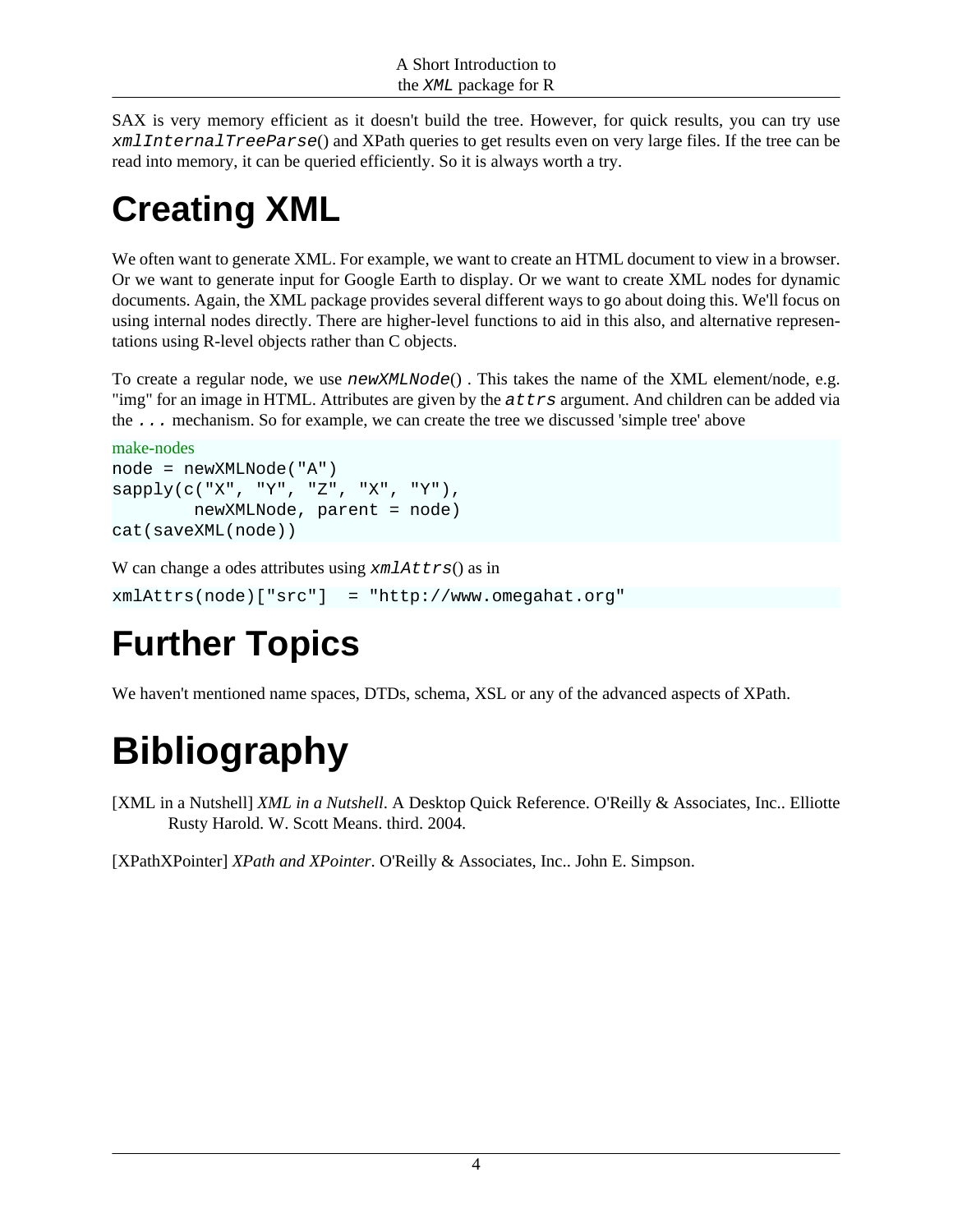SAX is very memory efficient as it doesn't build the tree. However, for quick results, you can try use *xmlInternalTreeParse*() and XPath queries to get results even on very large files. If the tree can be read into memory, it can be queried efficiently. So it is always worth a try.

# Creating XML

We often want to generate XML. For example, we want to create an HTML document to view in a browser. Or we want to generate input for Google Earth to display. Or we want to create XML nodes for dynamic documents. Again, the XML package provides several different ways to go about doing this. We'll focus on using internal nodes directly. There are higher-level functions to aid in this also, and alternative representations using R-level objects rather than C objects.

To create a regular node, we use *newXMLNode*() . This takes the name of the XML element/node, e.g. "img" for an image in HTML. Attributes are given by the *attrs* argument. And children can be added via the `...` mechanism. So for example, we can create the tree we discussed 'simple tree' above

make-nodes

```
node = newXMLNode("A")
sapply(c("X", "Y", "Z", "X", "Y"),
        newXMLNode, parent = node)
cat(saveXML(node))
```

W can change a odes attributes using *xmlAttrs*() as in

```
xmlAttrs(node)["src"]  = "http://www.omegahat.org"
```

# Further Topics

We haven't mentioned name spaces, DTDs, schema, XSL or any of the advanced aspects of XPath.

# Bibliography

[XML in a Nutshell] *XML in a Nutshell*. A Desktop Quick Reference. O'Reilly & Associates, Inc.. Elliotte Rusty Harold. W. Scott Means. third. 2004.

[XPathXPointer] *XPath and XPointer*. O'Reilly & Associates, Inc.. John E. Simpson.